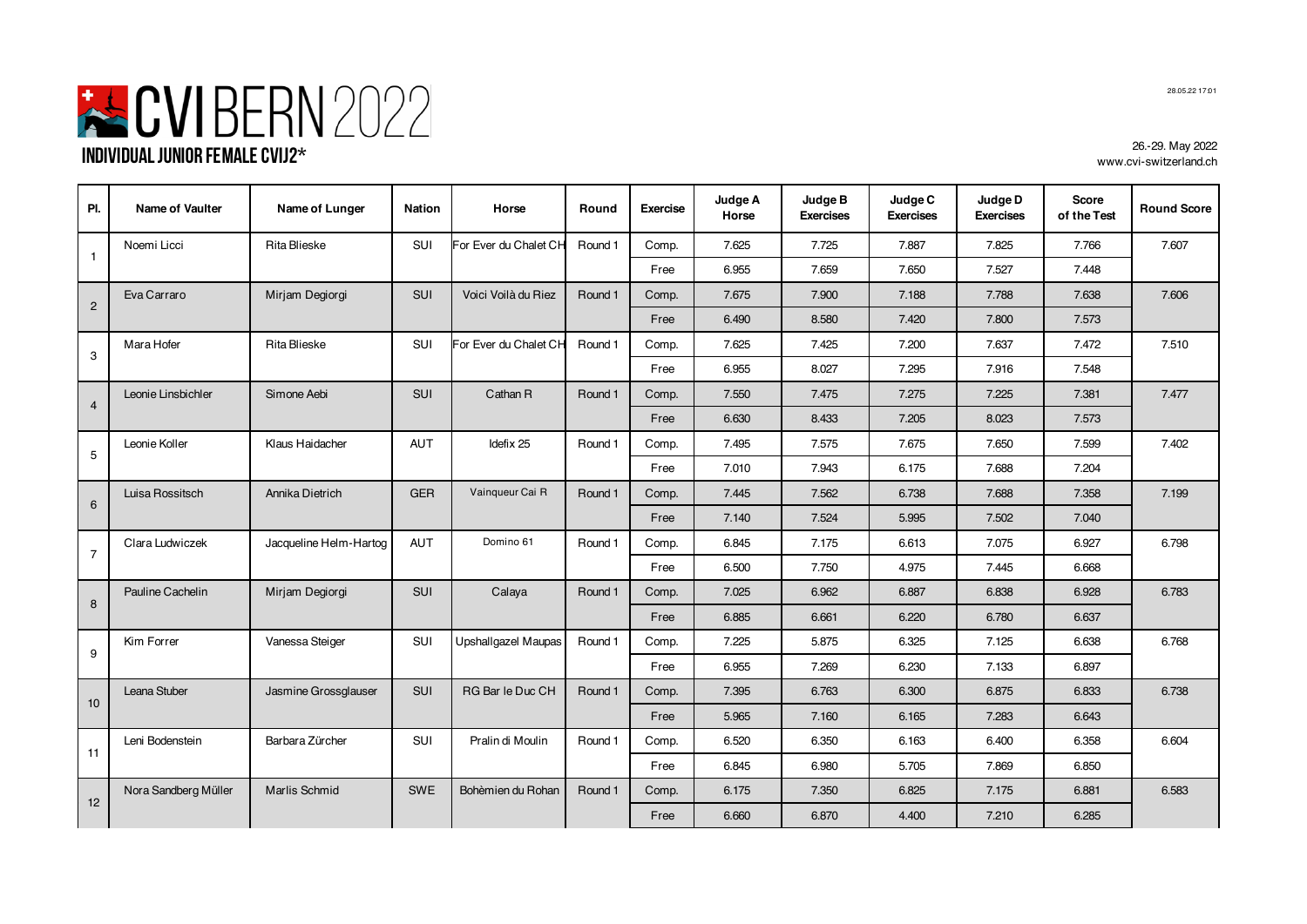# CVI BERN 2022

## INDIVIDUAL JUNIOR FEMALE CVIJ2*

28.05.22 17:01

26.-29. May 2022
www.cvi-switzerland.ch

| Pl. | Name of Vaulter | Name of Lunger | Nation | Horse | Round | Exercise | Judge A Horse | Judge B Exercises | Judge C Exercises | Judge D Exercises | Score of the Test | Round Score |
|---|---|---|---|---|---|---|---|---|---|---|---|---|
| 1 | Noemi Licci | Rita Blieske | SUI | For Ever du Chalet CH | Round 1 | Comp. | 7.625 | 7.725 | 7.887 | 7.825 | 7.766 | 7.607 |
| | | | | | | Free | 6.955 | 7.659 | 7.650 | 7.527 | 7.448 | |
| 2 | Eva Carraro | Mirjam Degiorgi | SUI | Voici Voilà du Riez | Round 1 | Comp. | 7.675 | 7.900 | 7.188 | 7.788 | 7.638 | 7.606 |
| | | | | | | Free | 6.490 | 8.580 | 7.420 | 7.800 | 7.573 | |
| 3 | Mara Hofer | Rita Blieske | SUI | For Ever du Chalet CH | Round 1 | Comp. | 7.625 | 7.425 | 7.200 | 7.637 | 7.472 | 7.510 |
| | | | | | | Free | 6.955 | 8.027 | 7.295 | 7.916 | 7.548 | |
| 4 | Leonie Linsbichler | Simone Aebi | SUI | Cathan R | Round 1 | Comp. | 7.550 | 7.475 | 7.275 | 7.225 | 7.381 | 7.477 |
| | | | | | | Free | 6.630 | 8.433 | 7.205 | 8.023 | 7.573 | |
| 5 | Leonie Koller | Klaus Haidacher | AUT | Idefix 25 | Round 1 | Comp. | 7.495 | 7.575 | 7.675 | 7.650 | 7.599 | 7.402 |
| | | | | | | Free | 7.010 | 7.943 | 6.175 | 7.688 | 7.204 | |
| 6 | Luisa Rossitsch | Annika Dietrich | GER | Vainqueur Cai R | Round 1 | Comp. | 7.445 | 7.562 | 6.738 | 7.688 | 7.358 | 7.199 |
| | | | | | | Free | 7.140 | 7.524 | 5.995 | 7.502 | 7.040 | |
| 7 | Clara Ludwiczek | Jacqueline Helm-Hartog | AUT | Domino 61 | Round 1 | Comp. | 6.845 | 7.175 | 6.613 | 7.075 | 6.927 | 6.798 |
| | | | | | | Free | 6.500 | 7.750 | 4.975 | 7.445 | 6.668 | |
| 8 | Pauline Cachelin | Mirjam Degiorgi | SUI | Calaya | Round 1 | Comp. | 7.025 | 6.962 | 6.887 | 6.838 | 6.928 | 6.783 |
| | | | | | | Free | 6.885 | 6.661 | 6.220 | 6.780 | 6.637 | |
| 9 | Kim Forrer | Vanessa Steiger | SUI | Upshallgazel Maupas | Round 1 | Comp. | 7.225 | 5.875 | 6.325 | 7.125 | 6.638 | 6.768 |
| | | | | | | Free | 6.955 | 7.269 | 6.230 | 7.133 | 6.897 | |
| 10 | Leana Stuber | Jasmine Grossglauser | SUI | RG Bar le Duc CH | Round 1 | Comp. | 7.395 | 6.763 | 6.300 | 6.875 | 6.833 | 6.738 |
| | | | | | | Free | 5.965 | 7.160 | 6.165 | 7.283 | 6.643 | |
| 11 | Leni Bodenstein | Barbara Zürcher | SUI | Pralin di Moulin | Round 1 | Comp. | 6.520 | 6.350 | 6.163 | 6.400 | 6.358 | 6.604 |
| | | | | | | Free | 6.845 | 6.980 | 5.705 | 7.869 | 6.850 | |
| 12 | Nora Sandberg Müller | Marlis Schmid | SWE | Bohèmien du Rohan | Round 1 | Comp. | 6.175 | 7.350 | 6.825 | 7.175 | 6.881 | 6.583 |
| | | | | | | Free | 6.660 | 6.870 | 4.400 | 7.210 | 6.285 | |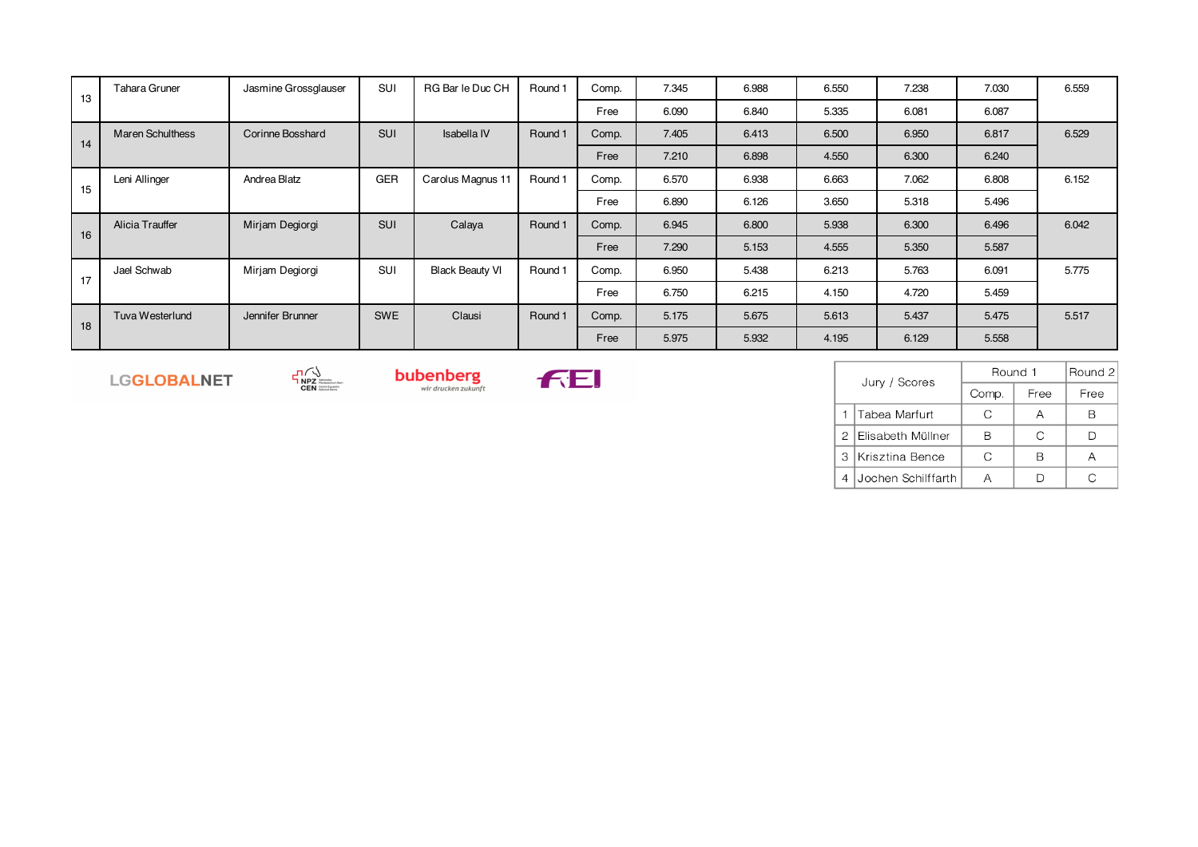| | | | | | | | | | | | | |
|---|---|---|---|---|---|---|---|---|---|---|---|---|
| 13 | Tahara Gruner | Jasmine Grossglauser | SUI | RG Bar le Duc CH | Round 1 | Comp. | 7.345 | 6.988 | 6.550 | 7.238 | 7.030 | 6.559 |
| | | | | | | Free | 6.090 | 6.840 | 5.335 | 6.081 | 6.087 | |
| 14 | Maren Schulthess | Corinne Bosshard | SUI | Isabella IV | Round 1 | Comp. | 7.405 | 6.413 | 6.500 | 6.950 | 6.817 | 6.529 |
| | | | | | | Free | 7.210 | 6.898 | 4.550 | 6.300 | 6.240 | |
| 15 | Leni Allinger | Andrea Blatz | GER | Carolus Magnus 11 | Round 1 | Comp. | 6.570 | 6.938 | 6.663 | 7.062 | 6.808 | 6.152 |
| | | | | | | Free | 6.890 | 6.126 | 3.650 | 5.318 | 5.496 | |
| 16 | Alicia Trauffer | Mirjam Degiorgi | SUI | Calaya | Round 1 | Comp. | 6.945 | 6.800 | 5.938 | 6.300 | 6.496 | 6.042 |
| | | | | | | Free | 7.290 | 5.153 | 4.555 | 5.350 | 5.587 | |
| 17 | Jael Schwab | Mirjam Degiorgi | SUI | Black Beauty VI | Round 1 | Comp. | 6.950 | 5.438 | 6.213 | 5.763 | 6.091 | 5.775 |
| | | | | | | Free | 6.750 | 6.215 | 4.150 | 4.720 | 5.459 | |
| 18 | Tuva Westerlund | Jennifer Brunner | SWE | Clausi | Round 1 | Comp. | 5.175 | 5.675 | 5.613 | 5.437 | 5.475 | 5.517 |
| | | | | | | Free | 5.975 | 5.932 | 4.195 | 6.129 | 5.558 | |

| Jury / Scores | | Round 1 | | Round 2 |
|---|---|---|---|---|
| | | Comp. | Free | Free |
| 1 | Tabea Marfurt | C | A | B |
| 2 | Elisabeth Müllner | B | C | D |
| 3 | Krisztina Bence | C | B | A |
| 4 | Jochen Schilffarth | A | D | C |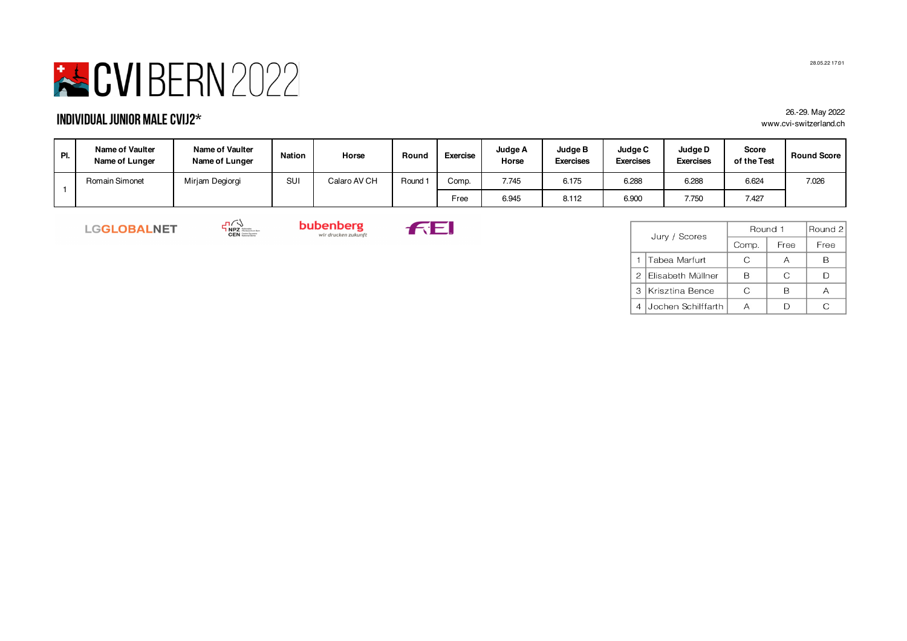# CVI BERN 2022

28.05.22 17:01

## INDIVIDUAL JUNIOR MALE CVIJ2*

26.-29. May 2022
www.cvi-switzerland.ch

| Pl. | Name of Vaulter Name of Lunger | Name of Vaulter Name of Lunger | Nation | Horse | Round | Exercise | Judge A Horse | Judge B Exercises | Judge C Exercises | Judge D Exercises | Score of the Test | Round Score |
|---|---|---|---|---|---|---|---|---|---|---|---|---|
| 1 | Romain Simonet | Mirjam Degiorgi | SUI | Calaro AV CH | Round 1 | Comp. | 7.745 | 6.175 | 6.288 | 6.288 | 6.624 | 7.026 |
| | | | | | | Free | 6.945 | 8.112 | 6.900 | 7.750 | 7.427 | |

LGGLOBALNET NPZ CEN bubenberg *wir drucken zukunft* FEI

| Jury / Scores | | Round 1 | | Round 2 |
|---|---|---|---|---|
| | | Comp. | Free | Free |
| 1 | Tabea Marfurt | C | A | B |
| 2 | Elisabeth Müllner | B | C | D |
| 3 | Krisztina Bence | C | B | A |
| 4 | Jochen Schilffarth | A | D | C |